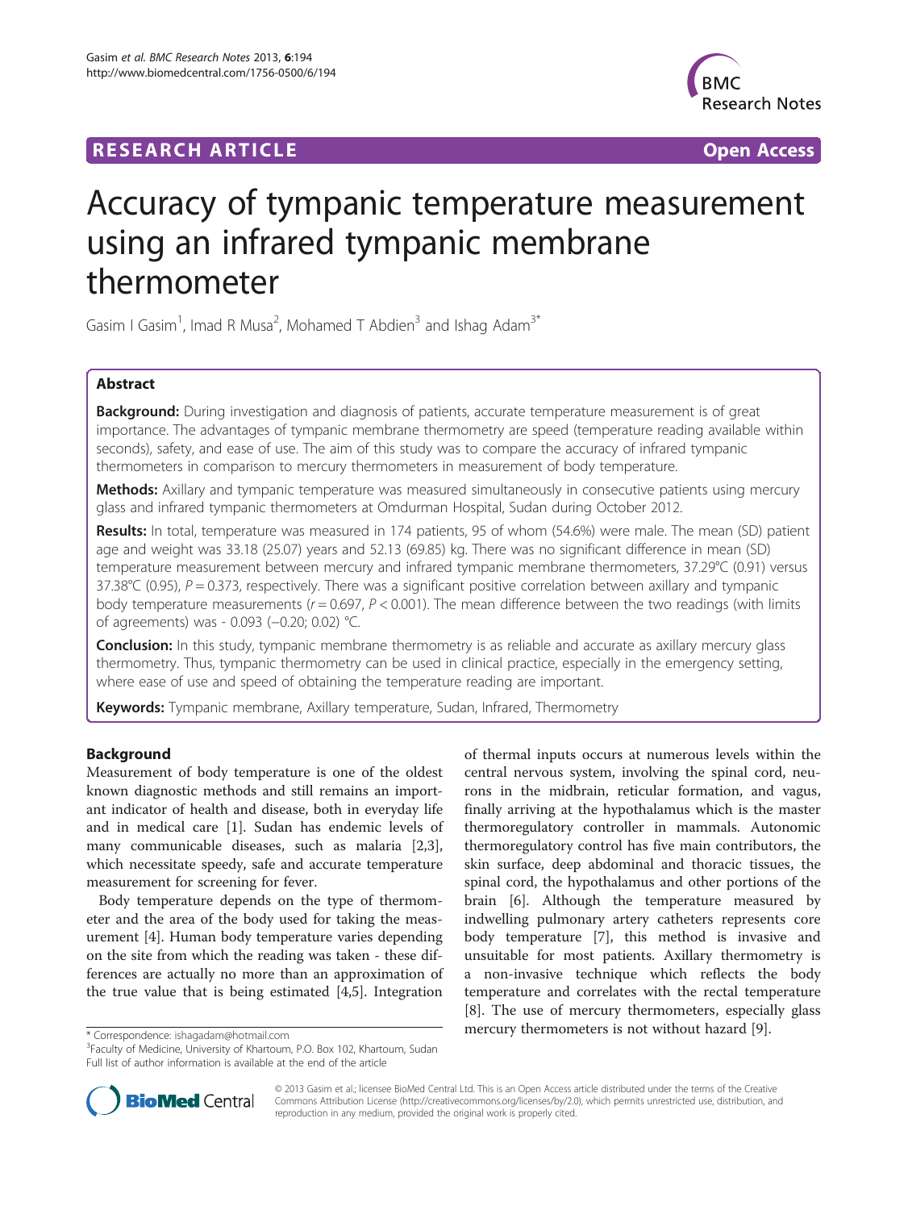RESEARCH ARTICLE Open Access

# Accuracy of tympanic temperature measurement using an infrared tympanic membrane thermometer

Gasim I Gasim[1], Imad R Musa[2], Mohamed T Abdien[3] and Ishag Adam[3*]

## Abstract

**Background:** During investigation and diagnosis of patients, accurate temperature measurement is of great importance. The advantages of tympanic membrane thermometry are speed (temperature reading available within seconds), safety, and ease of use. The aim of this study was to compare the accuracy of infrared tympanic thermometers in comparison to mercury thermometers in measurement of body temperature.

**Methods:** Axillary and tympanic temperature was measured simultaneously in consecutive patients using mercury glass and infrared tympanic thermometers at Omdurman Hospital, Sudan during October 2012.

**Results:** In total, temperature was measured in 174 patients, 95 of whom (54.6%) were male. The mean (SD) patient age and weight was 33.18 (25.07) years and 52.13 (69.85) kg. There was no significant difference in mean (SD) temperature measurement between mercury and infrared tympanic membrane thermometers, 37.29°C (0.91) versus 37.38°C (0.95), $P = 0.373$, respectively. There was a significant positive correlation between axillary and tympanic body temperature measurements ($r = 0.697$, $P < 0.001$). The mean difference between the two readings (with limits of agreements) was - 0.093 (−0.20; 0.02) °C.

**Conclusion:** In this study, tympanic membrane thermometry is as reliable and accurate as axillary mercury glass thermometry. Thus, tympanic thermometry can be used in clinical practice, especially in the emergency setting, where ease of use and speed of obtaining the temperature reading are important.

**Keywords:** Tympanic membrane, Axillary temperature, Sudan, Infrared, Thermometry

## Background

Measurement of body temperature is one of the oldest known diagnostic methods and still remains an important indicator of health and disease, both in everyday life and in medical care [1]. Sudan has endemic levels of many communicable diseases, such as malaria [2,3], which necessitate speedy, safe and accurate temperature measurement for screening for fever.

Body temperature depends on the type of thermometer and the area of the body used for taking the measurement [4]. Human body temperature varies depending on the site from which the reading was taken - these differences are actually no more than an approximation of the true value that is being estimated [4,5]. Integration of thermal inputs occurs at numerous levels within the central nervous system, involving the spinal cord, neurons in the midbrain, reticular formation, and vagus, finally arriving at the hypothalamus which is the master thermoregulatory controller in mammals. Autonomic thermoregulatory control has five main contributors, the skin surface, deep abdominal and thoracic tissues, the spinal cord, the hypothalamus and other portions of the brain [6]. Although the temperature measured by indwelling pulmonary artery catheters represents core body temperature [7], this method is invasive and unsuitable for most patients. Axillary thermometry is a non-invasive technique which reflects the body temperature and correlates with the rectal temperature [8]. The use of mercury thermometers, especially glass mercury thermometers is not without hazard [9].

* Correspondence: ishagadam@hotmail.com
[3]Faculty of Medicine, University of Khartoum, P.O. Box 102, Khartoum, Sudan
Full list of author information is available at the end of the article

© 2013 Gasim et al.; licensee BioMed Central Ltd. This is an Open Access article distributed under the terms of the Creative Commons Attribution License (http://creativecommons.org/licenses/by/2.0), which permits unrestricted use, distribution, and reproduction in any medium, provided the original work is properly cited.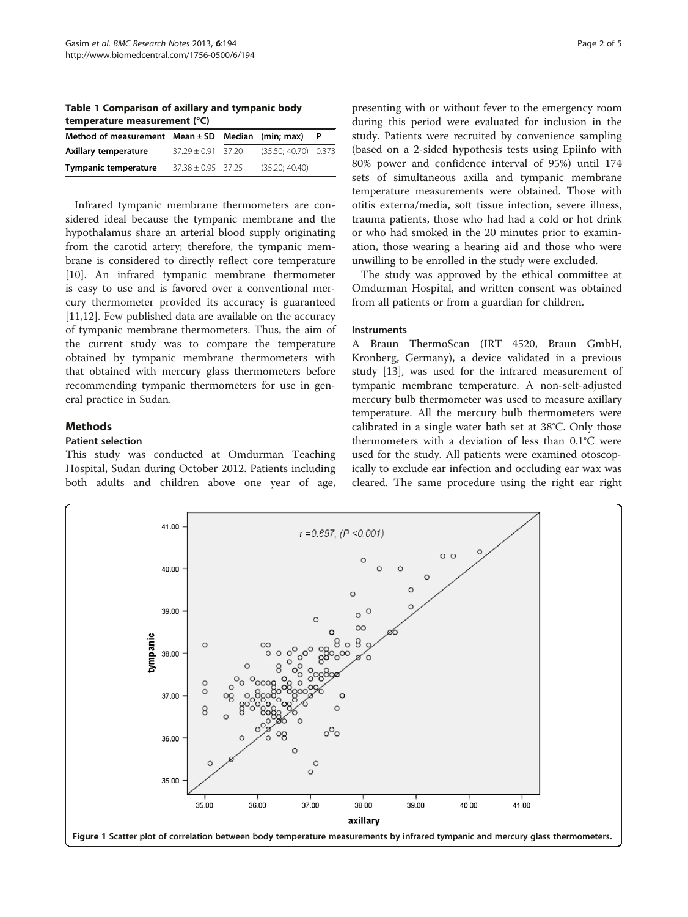**Table 1 Comparison of axillary and tympanic body temperature measurement (°C)**

| Method of measurement | Mean ± SD | Median | (min; max) | P |
|---|---|---|---|---|
| **Axillary temperature** | 37.29 ± 0.91 | 37.20 | (35.50; 40.70) | 0.373 |
| **Tympanic temperature** | 37.38 ± 0.95 | 37.25 | (35.20; 40.40) | |

Infrared tympanic membrane thermometers are considered ideal because the tympanic membrane and the hypothalamus share an arterial blood supply originating from the carotid artery; therefore, the tympanic membrane is considered to directly reflect core temperature [10]. An infrared tympanic membrane thermometer is easy to use and is favored over a conventional mercury thermometer provided its accuracy is guaranteed [11,12]. Few published data are available on the accuracy of tympanic membrane thermometers. Thus, the aim of the current study was to compare the temperature obtained by tympanic membrane thermometers with that obtained with mercury glass thermometers before recommending tympanic thermometers for use in general practice in Sudan.

## Methods

### Patient selection

This study was conducted at Omdurman Teaching Hospital, Sudan during October 2012. Patients including both adults and children above one year of age, presenting with or without fever to the emergency room during this period were evaluated for inclusion in the study. Patients were recruited by convenience sampling (based on a 2-sided hypothesis tests using Epiinfo with 80% power and confidence interval of 95%) until 174 sets of simultaneous axilla and tympanic membrane temperature measurements were obtained. Those with otitis externa/media, soft tissue infection, severe illness, trauma patients, those who had had a cold or hot drink or who had smoked in the 20 minutes prior to examination, those wearing a hearing aid and those who were unwilling to be enrolled in the study were excluded.

The study was approved by the ethical committee at Omdurman Hospital, and written consent was obtained from all patients or from a guardian for children.

### Instruments

A Braun ThermoScan (IRT 4520, Braun GmbH, Kronberg, Germany), a device validated in a previous study [13], was used for the infrared measurement of tympanic membrane temperature. A non-self-adjusted mercury bulb thermometer was used to measure axillary temperature. All the mercury bulb thermometers were calibrated in a single water bath set at 38°C. Only those thermometers with a deviation of less than 0.1°C were used for the study. All patients were examined otoscopically to exclude ear infection and occluding ear wax was cleared. The same procedure using the right ear right

**Figure 1** Scatter plot of correlation between body temperature measurements by infrared tympanic and mercury glass thermometers.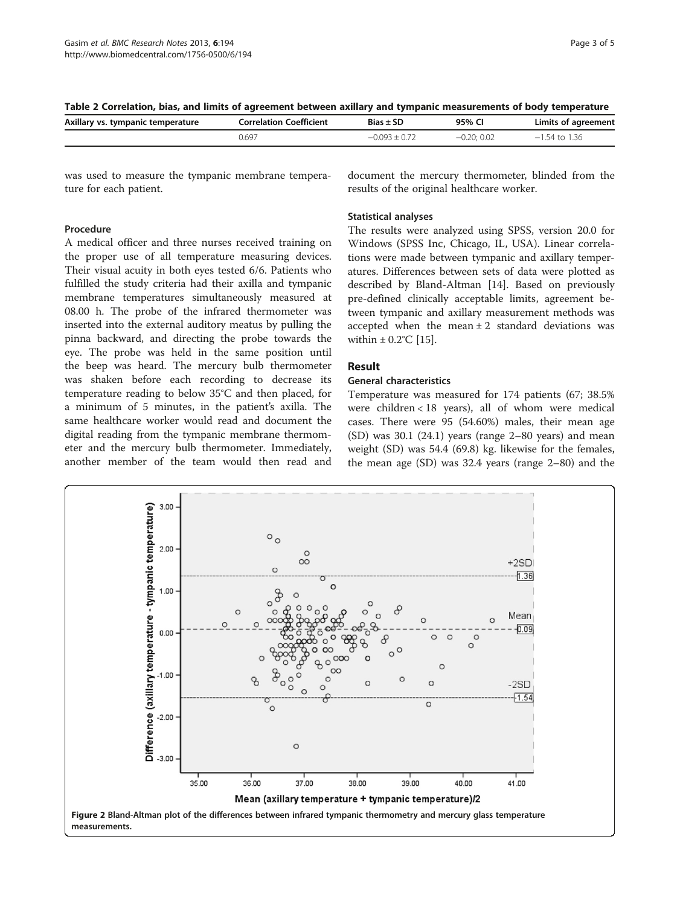**Table 2 Correlation, bias, and limits of agreement between axillary and tympanic measurements of body temperature**

| Axillary vs. tympanic temperature | Correlation Coefficient | Bias ± SD | 95% CI | Limits of agreement |
|---|---|---|---|---|
| | 0.697 | −0.093 ± 0.72 | −0.20; 0.02 | −1.54 to 1.36 |

was used to measure the tympanic membrane temperature for each patient.

### Procedure

A medical officer and three nurses received training on the proper use of all temperature measuring devices. Their visual acuity in both eyes tested 6/6. Patients who fulfilled the study criteria had their axilla and tympanic membrane temperatures simultaneously measured at 08.00 h. The probe of the infrared thermometer was inserted into the external auditory meatus by pulling the pinna backward, and directing the probe towards the eye. The probe was held in the same position until the beep was heard. The mercury bulb thermometer was shaken before each recording to decrease its temperature reading to below 35°C and then placed, for a minimum of 5 minutes, in the patient's axilla. The same healthcare worker would read and document the digital reading from the tympanic membrane thermometer and the mercury bulb thermometer. Immediately, another member of the team would then read and document the mercury thermometer, blinded from the results of the original healthcare worker.

### Statistical analyses

The results were analyzed using SPSS, version 20.0 for Windows (SPSS Inc, Chicago, IL, USA). Linear correlations were made between tympanic and axillary temperatures. Differences between sets of data were plotted as described by Bland-Altman [14]. Based on previously pre-defined clinically acceptable limits, agreement between tympanic and axillary measurement methods was accepted when the mean ± 2 standard deviations was within ± 0.2°C [15].

## Result

### General characteristics

Temperature was measured for 174 patients (67; 38.5% were children < 18 years), all of whom were medical cases. There were 95 (54.60%) males, their mean age (SD) was 30.1 (24.1) years (range 2–80 years) and mean weight (SD) was 54.4 (69.8) kg. likewise for the females, the mean age (SD) was 32.4 years (range 2–80) and the

**Figure 2** Bland-Altman plot of the differences between infrared tympanic thermometry and mercury glass temperature measurements.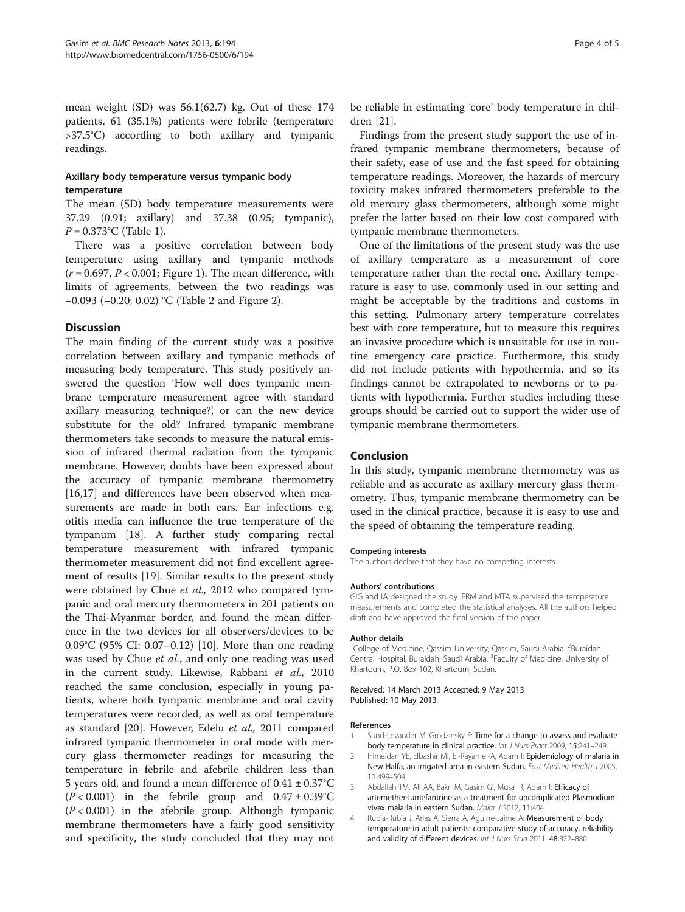mean weight (SD) was 56.1(62.7) kg. Out of these 174 patients, 61 (35.1%) patients were febrile (temperature >37.5°C) according to both axillary and tympanic readings.

### Axillary body temperature versus tympanic body temperature

The mean (SD) body temperature measurements were 37.29 (0.91; axillary) and 37.38 (0.95; tympanic), $P = 0.373$°C (Table 1).

There was a positive correlation between body temperature using axillary and tympanic methods ($r = 0.697$, $P < 0.001$; Figure 1). The mean difference, with limits of agreements, between the two readings was −0.093 (−0.20; 0.02) °C (Table 2 and Figure 2).

## Discussion

The main finding of the current study was a positive correlation between axillary and tympanic methods of measuring body temperature. This study positively answered the question 'How well does tympanic membrane temperature measurement agree with standard axillary measuring technique?', or can the new device substitute for the old? Infrared tympanic membrane thermometers take seconds to measure the natural emission of infrared thermal radiation from the tympanic membrane. However, doubts have been expressed about the accuracy of tympanic membrane thermometry [16,17] and differences have been observed when measurements are made in both ears. Ear infections e.g. otitis media can influence the true temperature of the tympanum [18]. A further study comparing rectal temperature measurement with infrared tympanic thermometer measurement did not find excellent agreement of results [19]. Similar results to the present study were obtained by Chue *et al.,* 2012 who compared tympanic and oral mercury thermometers in 201 patients on the Thai-Myanmar border, and found the mean difference in the two devices for all observers/devices to be 0.09°C (95% CI: 0.07–0.12) [10]. More than one reading was used by Chue *et al.*, and only one reading was used in the current study. Likewise, Rabbani *et al.,* 2010 reached the same conclusion, especially in young patients, where both tympanic membrane and oral cavity temperatures were recorded, as well as oral temperature as standard [20]. However, Edelu *et al.,* 2011 compared infrared tympanic thermometer in oral mode with mercury glass thermometer readings for measuring the temperature in febrile and afebrile children less than 5 years old, and found a mean difference of 0.41 ± 0.37°C ($P < 0.001$) in the febrile group and 0.47 ± 0.39°C ($P < 0.001$) in the afebrile group. Although tympanic membrane thermometers have a fairly good sensitivity and specificity, the study concluded that they may not be reliable in estimating 'core' body temperature in children [21].

Findings from the present study support the use of infrared tympanic membrane thermometers, because of their safety, ease of use and the fast speed for obtaining temperature readings. Moreover, the hazards of mercury toxicity makes infrared thermometers preferable to the old mercury glass thermometers, although some might prefer the latter based on their low cost compared with tympanic membrane thermometers.

One of the limitations of the present study was the use of axillary temperature as a measurement of core temperature rather than the rectal one. Axillary temperature is easy to use, commonly used in our setting and might be acceptable by the traditions and customs in this setting. Pulmonary artery temperature correlates best with core temperature, but to measure this requires an invasive procedure which is unsuitable for use in routine emergency care practice. Furthermore, this study did not include patients with hypothermia, and so its findings cannot be extrapolated to newborns or to patients with hypothermia. Further studies including these groups should be carried out to support the wider use of tympanic membrane thermometers.

## Conclusion

In this study, tympanic membrane thermometry was as reliable and as accurate as axillary mercury glass thermometry. Thus, tympanic membrane thermometry can be used in the clinical practice, because it is easy to use and the speed of obtaining the temperature reading.

#### Competing interests

The authors declare that they have no competing interests.

#### Authors' contributions

GIG and IA designed the study. ERM and MTA supervised the temperature measurements and completed the statistical analyses. All the authors helped draft and have approved the final version of the paper.

#### Author details

[1]College of Medicine, Qassim University, Qassim, Saudi Arabia. [2]Buraidah Central Hospital, Buraidah, Saudi Arabia. [3]Faculty of Medicine, University of Khartoum, P.O. Box 102, Khartoum, Sudan.

Received: 14 March 2013 Accepted: 9 May 2013
Published: 10 May 2013

#### References

1. Sund-Levander M, Grodzinsky E: **Time for a change to assess and evaluate body temperature in clinical practice.** *Int J Nurs Pract* 2009, **15:**241–249.
2. Himeidan YE, Elbashir MI, El-Rayah el-A, Adam I: **Epidemiology of malaria in New Halfa, an irrigated area in eastern Sudan.** *East Mediterr Health J* 2005, **11:**499–504.
3. Abdallah TM, Ali AA, Bakri M, Gasim GI, Musa IR, Adam I: **Efficacy of artemether-lumefantrine as a treatment for uncomplicated Plasmodium vivax malaria in eastern Sudan.** *Malar J* 2012, **11:**404.
4. Rubia-Rubia J, Arias A, Sierra A, Aguirre-Jaime A: **Measurement of body temperature in adult patients: comparative study of accuracy, reliability and validity of different devices.** *Int J Nurs Stud* 2011, **48:**872–880.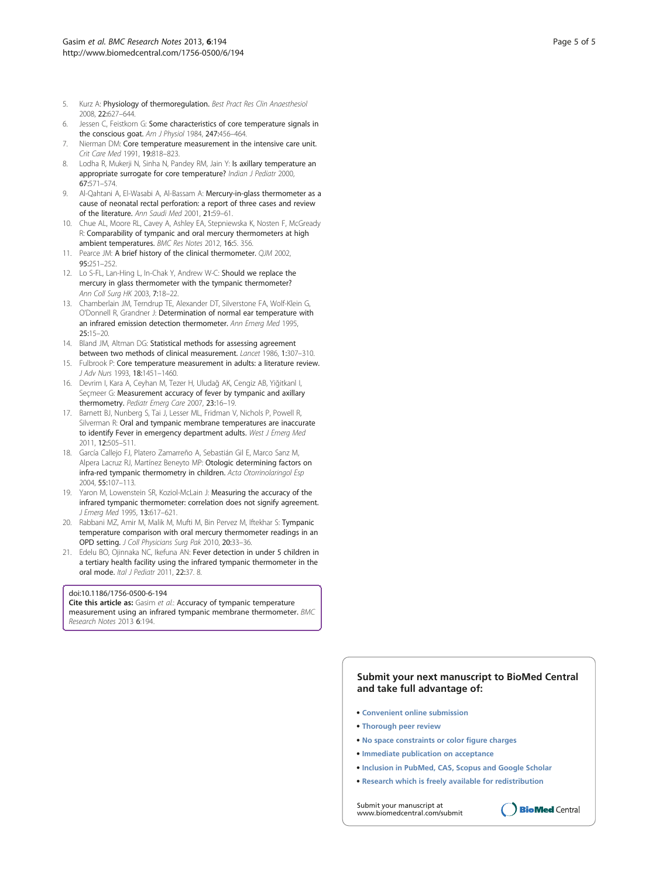5. Kurz A: **Physiology of thermoregulation.** *Best Pract Res Clin Anaesthesiol* 2008, **22**:627–644.
6. Jessen C, Feistkorn G: **Some characteristics of core temperature signals in the conscious goat.** *Am J Physiol* 1984, **247**:456–464.
7. Nierman DM: **Core temperature measurement in the intensive care unit.** *Crit Care Med* 1991, **19**:818–823.
8. Lodha R, Mukerji N, Sinha N, Pandey RM, Jain Y: **Is axillary temperature an appropriate surrogate for core temperature?** *Indian J Pediatr* 2000, **67**:571–574.
9. Al-Qahtani A, El-Wasabi A, Al-Bassam A: **Mercury-in-glass thermometer as a cause of neonatal rectal perforation: a report of three cases and review of the literature.** *Ann Saudi Med* 2001, **21**:59–61.
10. Chue AL, Moore RL, Cavey A, Ashley EA, Stepniewska K, Nosten F, McGready R: **Comparability of tympanic and oral mercury thermometers at high ambient temperatures.** *BMC Res Notes* 2012, **16**:5. 356.
11. Pearce JM: **A brief history of the clinical thermometer.** *QJM* 2002, **95**:251–252.
12. Lo S-FL, Lan-Hing L, In-Chak Y, Andrew W-C: **Should we replace the mercury in glass thermometer with the tympanic thermometer?** *Ann Coll Surg HK* 2003, **7**:18–22.
13. Chamberlain JM, Terndrup TE, Alexander DT, Silverstone FA, Wolf-Klein G, O'Donnell R, Grandner J: **Determination of normal ear temperature with an infrared emission detection thermometer.** *Ann Emerg Med* 1995, **25**:15–20.
14. Bland JM, Altman DG: **Statistical methods for assessing agreement between two methods of clinical measurement.** *Lancet* 1986, **1**:307–310.
15. Fulbrook P: **Core temperature measurement in adults: a literature review.** *J Adv Nurs* 1993, **18**:1451–1460.
16. Devrim I, Kara A, Ceyhan M, Tezer H, Uludağ AK, Cengiz AB, Yiğitkanl I, Seçmeer G: **Measurement accuracy of fever by tympanic and axillary thermometry.** *Pediatr Emerg Care* 2007, **23**:16–19.
17. Barnett BJ, Nunberg S, Tai J, Lesser ML, Fridman V, Nichols P, Powell R, Silverman R: **Oral and tympanic membrane temperatures are inaccurate to identify Fever in emergency department adults.** *West J Emerg Med* 2011, **12**:505–511.
18. García Callejo FJ, Platero Zamarreño A, Sebastián Gil E, Marco Sanz M, Alpera Lacruz RJ, Martínez Beneyto MP: **Otologic determining factors on infra-red tympanic thermometry in children.** *Acta Otorrinolaringol Esp* 2004, **55**:107–113.
19. Yaron M, Lowenstein SR, Koziol-McLain J: **Measuring the accuracy of the infrared tympanic thermometer: correlation does not signify agreement.** *J Emerg Med* 1995, **13**:617–621.
20. Rabbani MZ, Amir M, Malik M, Mufti M, Bin Pervez M, Iftekhar S: **Tympanic temperature comparison with oral mercury thermometer readings in an OPD setting.** *J Coll Physicians Surg Pak* 2010, **20**:33–36.
21. Edelu BO, Ojinnaka NC, Ikefuna AN: **Fever detection in under 5 children in a tertiary health facility using the infrared tympanic thermometer in the oral mode.** *Ital J Pediatr* 2011, **22**:37. 8.

doi:10.1186/1756-0500-6-194
**Cite this article as:** Gasim *et al.*: Accuracy of tympanic temperature measurement using an infrared tympanic membrane thermometer. *BMC Research Notes* 2013 **6**:194.

**Submit your next manuscript to BioMed Central and take full advantage of:**

- **Convenient online submission**
- **Thorough peer review**
- **No space constraints or color figure charges**
- **Immediate publication on acceptance**
- **Inclusion in PubMed, CAS, Scopus and Google Scholar**
- **Research which is freely available for redistribution**

Submit your manuscript at
www.biomedcentral.com/submit

BioMed Central